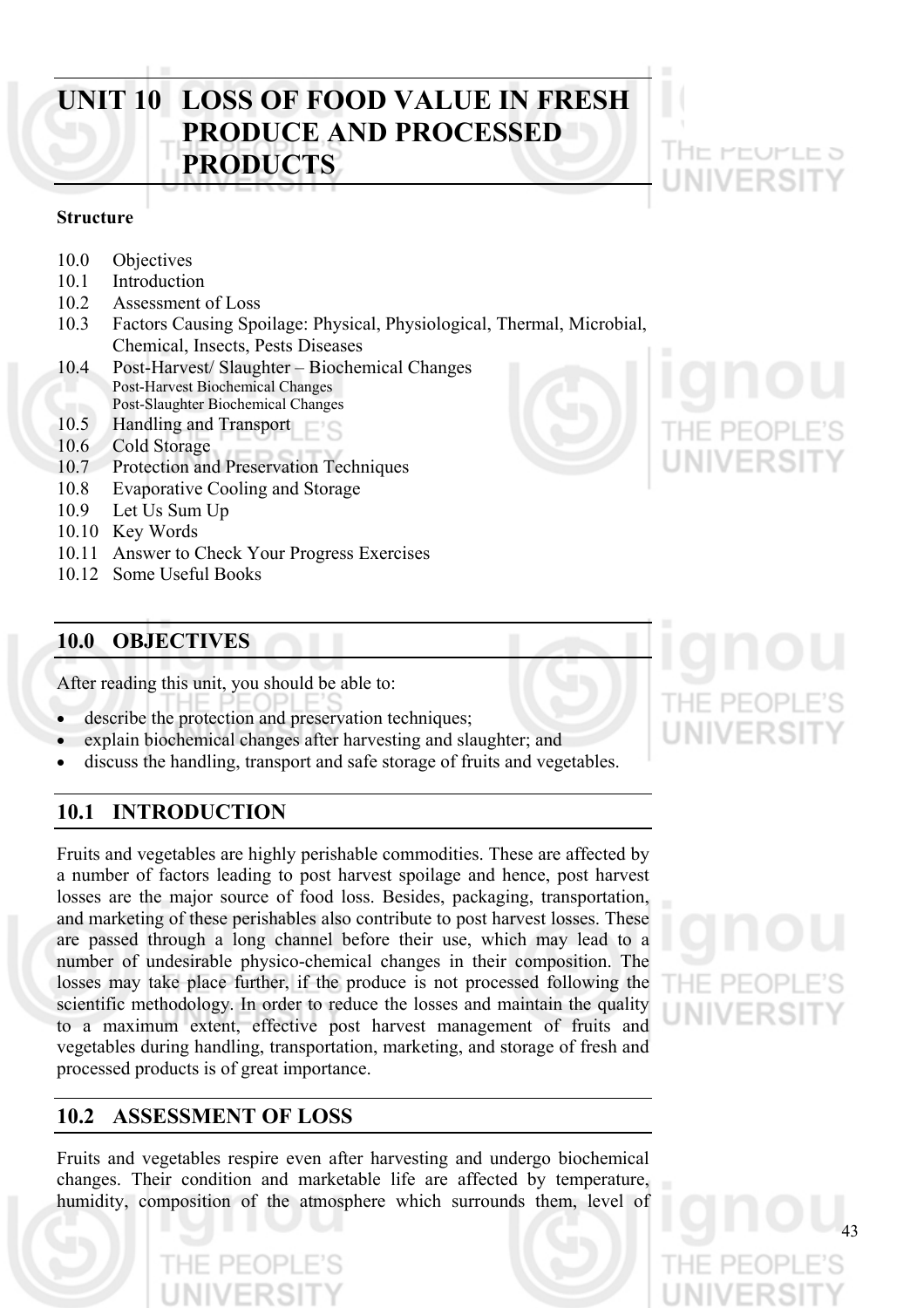# UNIT 10 LOSS OF FOOD VALUE IN FRESH PRODUCE AND PROCESSED PRODUCTS

**Structure**

- 10.0 Objectives
- 10.1 Introduction
- 10.2 Assessment of Loss
- 10.3 Factors Causing Spoilage: Physical, Physiological, Thermal, Microbial, Chemical, Insects, Pests Diseases
- 10.4 Post-Harvest/ Slaughter – Biochemical Changes
  - Post-Harvest Biochemical Changes
  - Post-Slaughter Biochemical Changes
- 10.5 Handling and Transport
- 10.6 Cold Storage
- 10.7 Protection and Preservation Techniques
- 10.8 Evaporative Cooling and Storage
- 10.9 Let Us Sum Up
- 10.10 Key Words
- 10.11 Answer to Check Your Progress Exercises
- 10.12 Some Useful Books

## 10.0 OBJECTIVES

After reading this unit, you should be able to:

- describe the protection and preservation techniques;
- explain biochemical changes after harvesting and slaughter; and
- discuss the handling, transport and safe storage of fruits and vegetables.

## 10.1 INTRODUCTION

Fruits and vegetables are highly perishable commodities. These are affected by a number of factors leading to post harvest spoilage and hence, post harvest losses are the major source of food loss. Besides, packaging, transportation, and marketing of these perishables also contribute to post harvest losses. These are passed through a long channel before their use, which may lead to a number of undesirable physico-chemical changes in their composition. The losses may take place further, if the produce is not processed following the scientific methodology. In order to reduce the losses and maintain the quality to a maximum extent, effective post harvest management of fruits and vegetables during handling, transportation, marketing, and storage of fresh and processed products is of great importance.

## 10.2 ASSESSMENT OF LOSS

Fruits and vegetables respire even after harvesting and undergo biochemical changes. Their condition and marketable life are affected by temperature, humidity, composition of the atmosphere which surrounds them, level of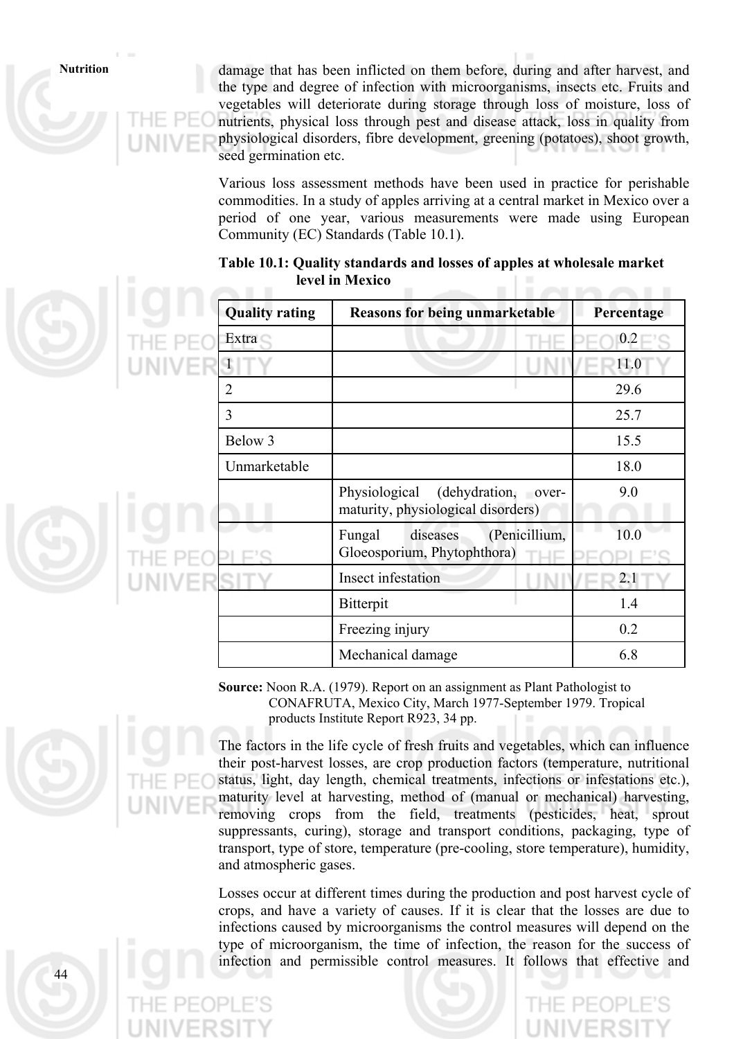damage that has been inflicted on them before, during and after harvest, and the type and degree of infection with microorganisms, insects etc. Fruits and vegetables will deteriorate during storage through loss of moisture, loss of nutrients, physical loss through pest and disease attack, loss in quality from physiological disorders, fibre development, greening (potatoes), shoot growth, seed germination etc.

Various loss assessment methods have been used in practice for perishable commodities. In a study of apples arriving at a central market in Mexico over a period of one year, various measurements were made using European Community (EC) Standards (Table 10.1).

**Table 10.1: Quality standards and losses of apples at wholesale market level in Mexico**

| Quality rating | Reasons for being unmarketable | Percentage |
|---|---|---|
| Extra | | 0.2 |
| 1 | | 11.0 |
| 2 | | 29.6 |
| 3 | | 25.7 |
| Below 3 | | 15.5 |
| Unmarketable | | 18.0 |
| | Physiological (dehydration, over-maturity, physiological disorders) | 9.0 |
| | Fungal diseases (Penicillium, Gloeosporium, Phytophthora) | 10.0 |
| | Insect infestation | 2.1 |
| | Bitterpit | 1.4 |
| | Freezing injury | 0.2 |
| | Mechanical damage | 6.8 |

**Source:** Noon R.A. (1979). Report on an assignment as Plant Pathologist to CONAFRUTA, Mexico City, March 1977-September 1979. Tropical products Institute Report R923, 34 pp.

The factors in the life cycle of fresh fruits and vegetables, which can influence their post-harvest losses, are crop production factors (temperature, nutritional status, light, day length, chemical treatments, infections or infestations etc.), maturity level at harvesting, method of (manual or mechanical) harvesting, removing crops from the field, treatments (pesticides, heat, sprout suppressants, curing), storage and transport conditions, packaging, type of transport, type of store, temperature (pre-cooling, store temperature), humidity, and atmospheric gases.

Losses occur at different times during the production and post harvest cycle of crops, and have a variety of causes. If it is clear that the losses are due to infections caused by microorganisms the control measures will depend on the type of microorganism, the time of infection, the reason for the success of infection and permissible control measures. It follows that effective and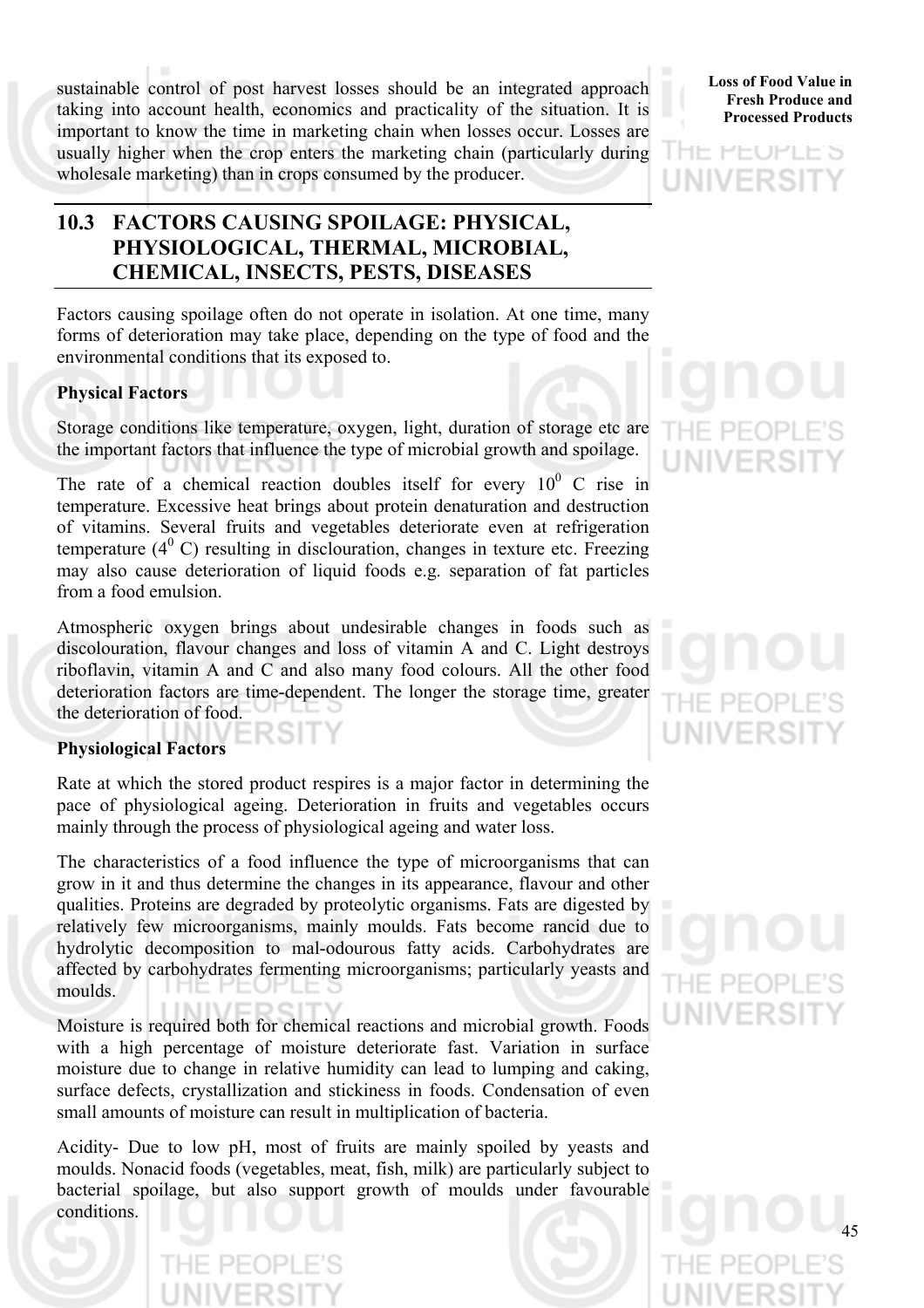sustainable control of post harvest losses should be an integrated approach taking into account health, economics and practicality of the situation. It is important to know the time in marketing chain when losses occur. Losses are usually higher when the crop enters the marketing chain (particularly during wholesale marketing) than in crops consumed by the producer.

## 10.3 FACTORS CAUSING SPOILAGE: PHYSICAL, PHYSIOLOGICAL, THERMAL, MICROBIAL, CHEMICAL, INSECTS, PESTS, DISEASES

Factors causing spoilage often do not operate in isolation. At one time, many forms of deterioration may take place, depending on the type of food and the environmental conditions that its exposed to.

**Physical Factors**

Storage conditions like temperature, oxygen, light, duration of storage etc are the important factors that influence the type of microbial growth and spoilage.

The rate of a chemical reaction doubles itself for every $10^0$ C rise in temperature. Excessive heat brings about protein denaturation and destruction of vitamins. Several fruits and vegetables deteriorate even at refrigeration temperature ($4^0$ C) resulting in disclouration, changes in texture etc. Freezing may also cause deterioration of liquid foods e.g. separation of fat particles from a food emulsion.

Atmospheric oxygen brings about undesirable changes in foods such as discolouration, flavour changes and loss of vitamin A and C. Light destroys riboflavin, vitamin A and C and also many food colours. All the other food deterioration factors are time-dependent. The longer the storage time, greater the deterioration of food.

**Physiological Factors**

Rate at which the stored product respires is a major factor in determining the pace of physiological ageing. Deterioration in fruits and vegetables occurs mainly through the process of physiological ageing and water loss.

The characteristics of a food influence the type of microorganisms that can grow in it and thus determine the changes in its appearance, flavour and other qualities. Proteins are degraded by proteolytic organisms. Fats are digested by relatively few microorganisms, mainly moulds. Fats become rancid due to hydrolytic decomposition to mal-odourous fatty acids. Carbohydrates are affected by carbohydrates fermenting microorganisms; particularly yeasts and moulds.

Moisture is required both for chemical reactions and microbial growth. Foods with a high percentage of moisture deteriorate fast. Variation in surface moisture due to change in relative humidity can lead to lumping and caking, surface defects, crystallization and stickiness in foods. Condensation of even small amounts of moisture can result in multiplication of bacteria.

Acidity- Due to low pH, most of fruits are mainly spoiled by yeasts and moulds. Nonacid foods (vegetables, meat, fish, milk) are particularly subject to bacterial spoilage, but also support growth of moulds under favourable conditions.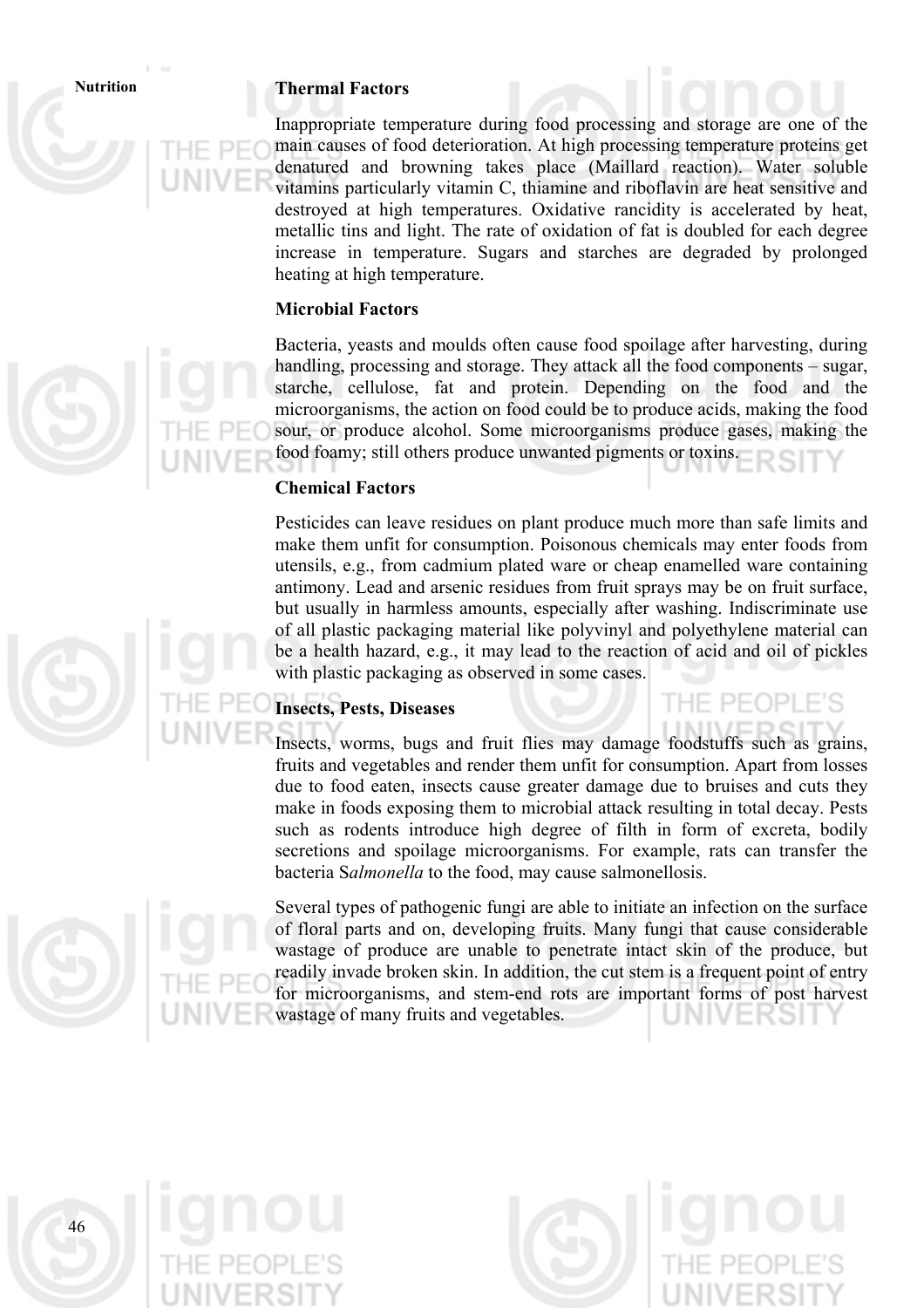### Thermal Factors

Inappropriate temperature during food processing and storage are one of the main causes of food deterioration. At high processing temperature proteins get denatured and browning takes place (Maillard reaction). Water soluble vitamins particularly vitamin C, thiamine and riboflavin are heat sensitive and destroyed at high temperatures. Oxidative rancidity is accelerated by heat, metallic tins and light. The rate of oxidation of fat is doubled for each degree increase in temperature. Sugars and starches are degraded by prolonged heating at high temperature.

### Microbial Factors

Bacteria, yeasts and moulds often cause food spoilage after harvesting, during handling, processing and storage. They attack all the food components – sugar, starche, cellulose, fat and protein. Depending on the food and the microorganisms, the action on food could be to produce acids, making the food sour, or produce alcohol. Some microorganisms produce gases, making the food foamy; still others produce unwanted pigments or toxins.

### Chemical Factors

Pesticides can leave residues on plant produce much more than safe limits and make them unfit for consumption. Poisonous chemicals may enter foods from utensils, e.g., from cadmium plated ware or cheap enamelled ware containing antimony. Lead and arsenic residues from fruit sprays may be on fruit surface, but usually in harmless amounts, especially after washing. Indiscriminate use of all plastic packaging material like polyvinyl and polyethylene material can be a health hazard, e.g., it may lead to the reaction of acid and oil of pickles with plastic packaging as observed in some cases.

### Insects, Pests, Diseases

Insects, worms, bugs and fruit flies may damage foodstuffs such as grains, fruits and vegetables and render them unfit for consumption. Apart from losses due to food eaten, insects cause greater damage due to bruises and cuts they make in foods exposing them to microbial attack resulting in total decay. Pests such as rodents introduce high degree of filth in form of excreta, bodily secretions and spoilage microorganisms. For example, rats can transfer the bacteria S*almonella* to the food, may cause salmonellosis.

Several types of pathogenic fungi are able to initiate an infection on the surface of floral parts and on, developing fruits. Many fungi that cause considerable wastage of produce are unable to penetrate intact skin of the produce, but readily invade broken skin. In addition, the cut stem is a frequent point of entry for microorganisms, and stem-end rots are important forms of post harvest wastage of many fruits and vegetables.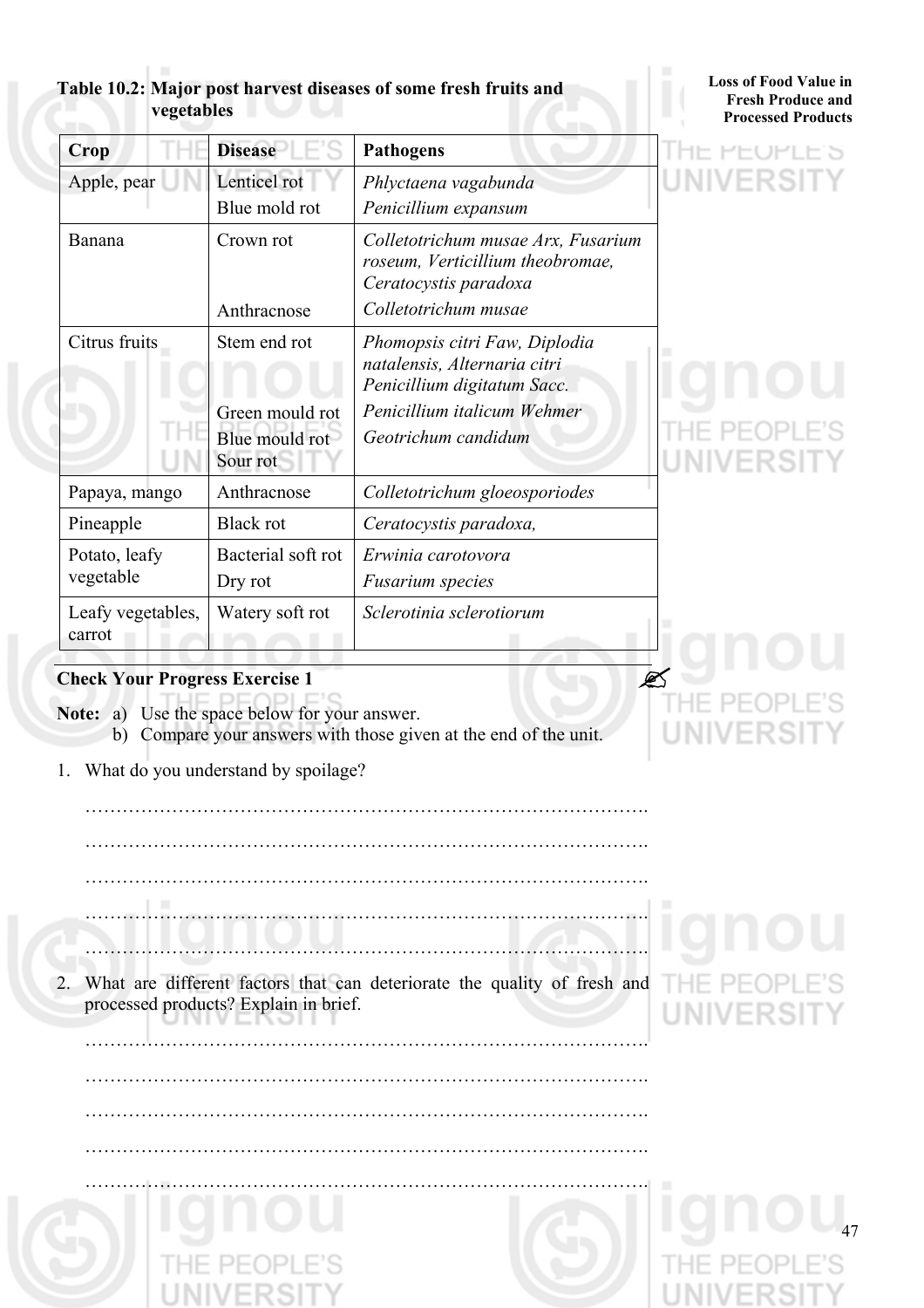**Table 10.2: Major post harvest diseases of some fresh fruits and vegetables**

| Crop | Disease | Pathogens |
|---|---|---|
| Apple, pear | Lenticel rot<br>Blue mold rot | *Phlyctaena vagabunda*<br>*Penicillium expansum* |
| Banana | Crown rot<br><br>Anthracnose | *Colletotrichum musae Arx, Fusarium roseum, Verticillium theobromae, Ceratocystis paradoxa*<br>*Colletotrichum musae* |
| Citrus fruits | Stem end rot<br><br>Green mould rot<br>Blue mould rot<br>Sour rot | *Phomopsis citri Faw, Diplodia natalensis, Alternaria citri*<br>*Penicillium digitatum Sacc.*<br>*Penicillium italicum Wehmer*<br>*Geotrichum candidum* |
| Papaya, mango | Anthracnose | *Colletotrichum gloeosporiodes* |
| Pineapple | Black rot | *Ceratocystis paradoxa,* |
| Potato, leafy vegetable | Bacterial soft rot<br>Dry rot | *Erwinia carotovora*<br>*Fusarium species* |
| Leafy vegetables, carrot | Watery soft rot | *Sclerotinia sclerotiorum* |

**Check Your Progress Exercise 1**

**Note:** a) Use the space below for your answer.
b) Compare your answers with those given at the end of the unit.

1. What do you understand by spoilage?

……………………………………………………………………………….

……………………………………………………………………………….

……………………………………………………………………………….

……………………………………………………………………………….

……………………………………………………………………………….

2. What are different factors that can deteriorate the quality of fresh and processed products? Explain in brief.

……………………………………………………………………………….

……………………………………………………………………………….

……………………………………………………………………………….

……………………………………………………………………………….

……………………………………………………………………………….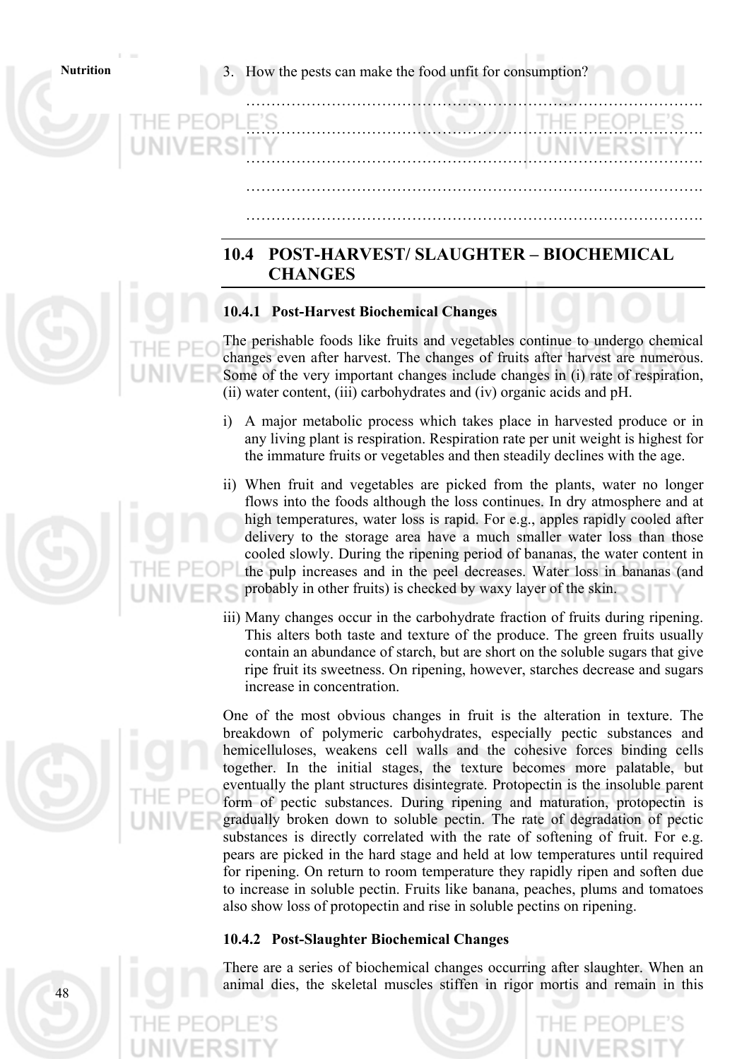3. How the pests can make the food unfit for consumption?

…………………………………………………………………………………

…………………………………………………………………………………

…………………………………………………………………………………

…………………………………………………………………………………

…………………………………………………………………………………

## 10.4 POST-HARVEST/ SLAUGHTER – BIOCHEMICAL CHANGES

### 10.4.1 Post-Harvest Biochemical Changes

The perishable foods like fruits and vegetables continue to undergo chemical changes even after harvest. The changes of fruits after harvest are numerous. Some of the very important changes include changes in (i) rate of respiration, (ii) water content, (iii) carbohydrates and (iv) organic acids and pH.

i) A major metabolic process which takes place in harvested produce or in any living plant is respiration. Respiration rate per unit weight is highest for the immature fruits or vegetables and then steadily declines with the age.

ii) When fruit and vegetables are picked from the plants, water no longer flows into the foods although the loss continues. In dry atmosphere and at high temperatures, water loss is rapid. For e.g., apples rapidly cooled after delivery to the storage area have a much smaller water loss than those cooled slowly. During the ripening period of bananas, the water content in the pulp increases and in the peel decreases. Water loss in bananas (and probably in other fruits) is checked by waxy layer of the skin.

iii) Many changes occur in the carbohydrate fraction of fruits during ripening. This alters both taste and texture of the produce. The green fruits usually contain an abundance of starch, but are short on the soluble sugars that give ripe fruit its sweetness. On ripening, however, starches decrease and sugars increase in concentration.

One of the most obvious changes in fruit is the alteration in texture. The breakdown of polymeric carbohydrates, especially pectic substances and hemicelluloses, weakens cell walls and the cohesive forces binding cells together. In the initial stages, the texture becomes more palatable, but eventually the plant structures disintegrate. Protopectin is the insoluble parent form of pectic substances. During ripening and maturation, protopectin is gradually broken down to soluble pectin. The rate of degradation of pectic substances is directly correlated with the rate of softening of fruit. For e.g. pears are picked in the hard stage and held at low temperatures until required for ripening. On return to room temperature they rapidly ripen and soften due to increase in soluble pectin. Fruits like banana, peaches, plums and tomatoes also show loss of protopectin and rise in soluble pectins on ripening.

### 10.4.2 Post-Slaughter Biochemical Changes

There are a series of biochemical changes occurring after slaughter. When an animal dies, the skeletal muscles stiffen in rigor mortis and remain in this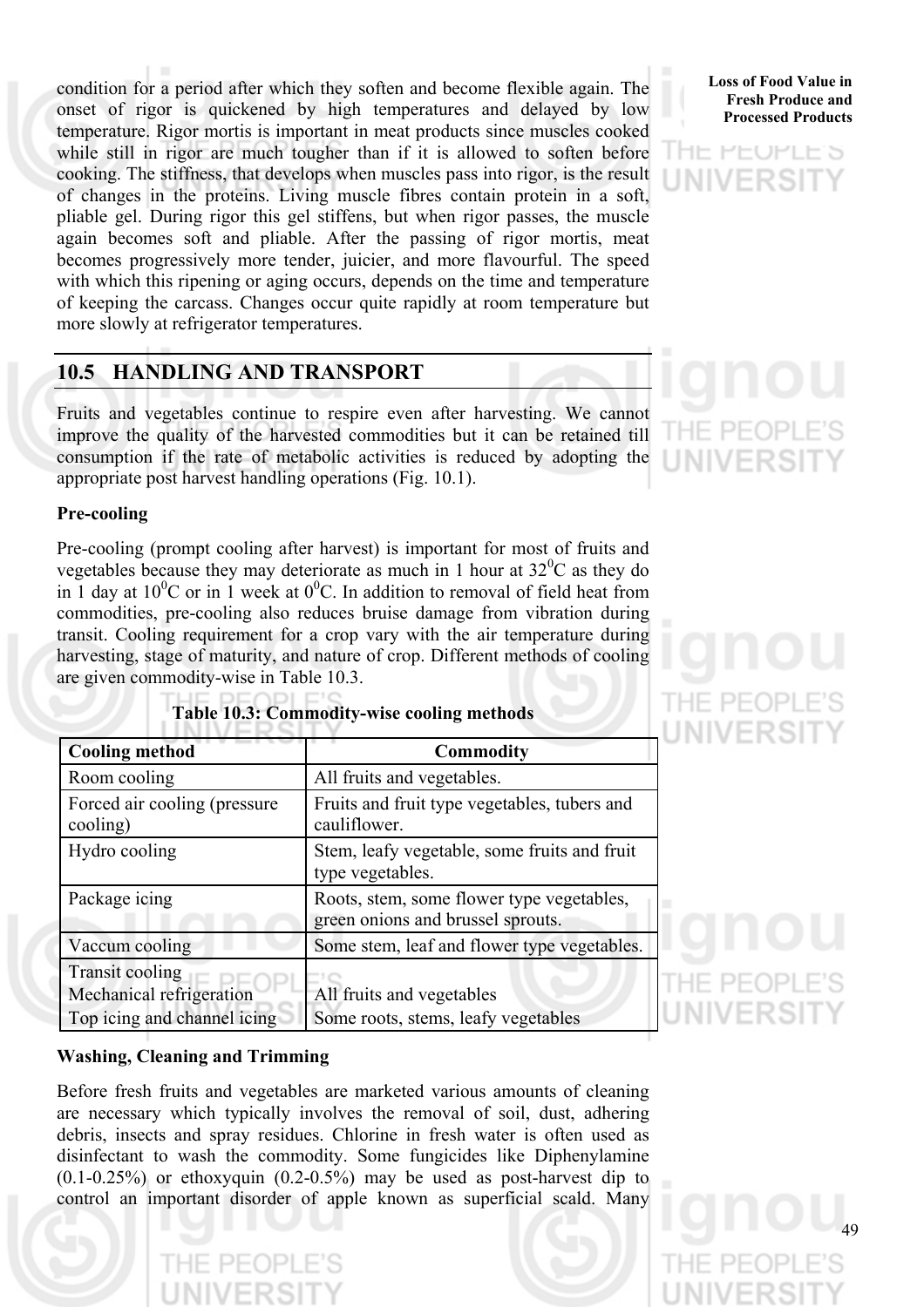condition for a period after which they soften and become flexible again. The onset of rigor is quickened by high temperatures and delayed by low temperature. Rigor mortis is important in meat products since muscles cooked while still in rigor are much tougher than if it is allowed to soften before cooking. The stiffness, that develops when muscles pass into rigor, is the result of changes in the proteins. Living muscle fibres contain protein in a soft, pliable gel. During rigor this gel stiffens, but when rigor passes, the muscle again becomes soft and pliable. After the passing of rigor mortis, meat becomes progressively more tender, juicier, and more flavourful. The speed with which this ripening or aging occurs, depends on the time and temperature of keeping the carcass. Changes occur quite rapidly at room temperature but more slowly at refrigerator temperatures.

## 10.5 HANDLING AND TRANSPORT

Fruits and vegetables continue to respire even after harvesting. We cannot improve the quality of the harvested commodities but it can be retained till consumption if the rate of metabolic activities is reduced by adopting the appropriate post harvest handling operations (Fig. 10.1).

**Pre-cooling**

Pre-cooling (prompt cooling after harvest) is important for most of fruits and vegetables because they may deteriorate as much in 1 hour at $32^0$C as they do in 1 day at $10^0$C or in 1 week at $0^0$C. In addition to removal of field heat from commodities, pre-cooling also reduces bruise damage from vibration during transit. Cooling requirement for a crop vary with the air temperature during harvesting, stage of maturity, and nature of crop. Different methods of cooling are given commodity-wise in Table 10.3.

**Table 10.3: Commodity-wise cooling methods**

| Cooling method | Commodity |
|---|---|
| Room cooling | All fruits and vegetables. |
| Forced air cooling (pressure cooling) | Fruits and fruit type vegetables, tubers and cauliflower. |
| Hydro cooling | Stem, leafy vegetable, some fruits and fruit type vegetables. |
| Package icing | Roots, stem, some flower type vegetables, green onions and brussel sprouts. |
| Vaccum cooling | Some stem, leaf and flower type vegetables. |
| Transit cooling | |
| Mechanical refrigeration | All fruits and vegetables |
| Top icing and channel icing | Some roots, stems, leafy vegetables |

**Washing, Cleaning and Trimming**

Before fresh fruits and vegetables are marketed various amounts of cleaning are necessary which typically involves the removal of soil, dust, adhering debris, insects and spray residues. Chlorine in fresh water is often used as disinfectant to wash the commodity. Some fungicides like Diphenylamine (0.1-0.25%) or ethoxyquin (0.2-0.5%) may be used as post-harvest dip to control an important disorder of apple known as superficial scald. Many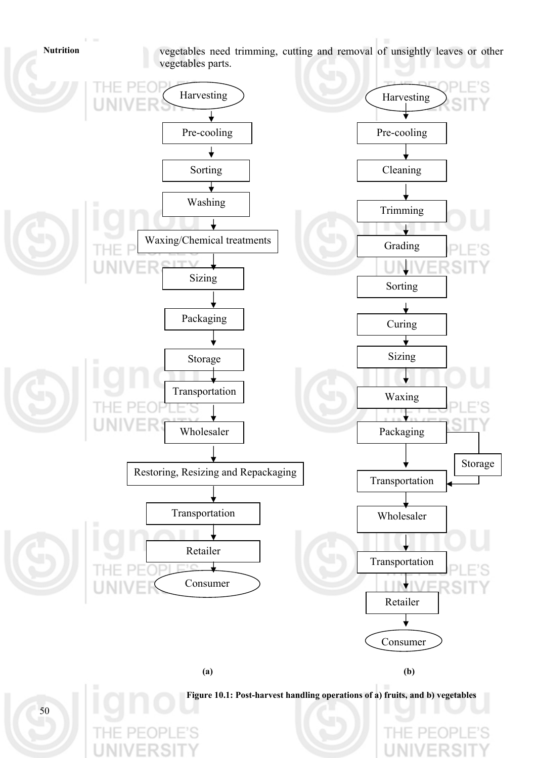vegetables need trimming, cutting and removal of unsightly leaves or other vegetables parts.

**(a)**

Harvesting → Pre-cooling → Sorting → Washing → Waxing/Chemical treatments → Sizing → Packaging → Storage → Transportation → Wholesaler → Restoring, Resizing and Repackaging → Transportation → Retailer → Consumer

**(b)**

Harvesting → Pre-cooling → Cleaning → Trimming → Grading → Sorting → Curing → Sizing → Waxing → Packaging → (Storage) → Transportation → Wholesaler → Transportation → Retailer → Consumer

**Figure 10.1: Post-harvest handling operations of a) fruits, and b) vegetables**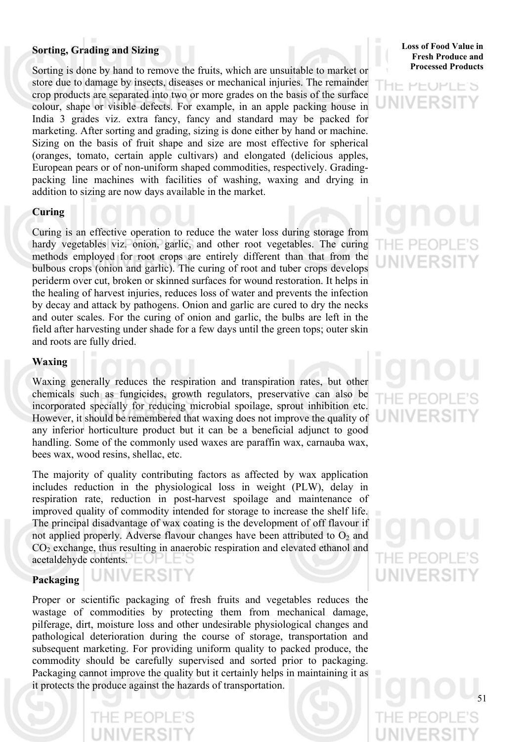## Sorting, Grading and Sizing

Sorting is done by hand to remove the fruits, which are unsuitable to market or store due to damage by insects, diseases or mechanical injuries. The remainder crop products are separated into two or more grades on the basis of the surface colour, shape or visible defects. For example, in an apple packing house in India 3 grades viz. extra fancy, fancy and standard may be packed for marketing. After sorting and grading, sizing is done either by hand or machine. Sizing on the basis of fruit shape and size are most effective for spherical (oranges, tomato, certain apple cultivars) and elongated (delicious apples, European pears or of non-uniform shaped commodities, respectively. Grading-packing line machines with facilities of washing, waxing and drying in addition to sizing are now days available in the market.

## Curing

Curing is an effective operation to reduce the water loss during storage from hardy vegetables viz. onion, garlic, and other root vegetables. The curing methods employed for root crops are entirely different than that from the bulbous crops (onion and garlic). The curing of root and tuber crops develops periderm over cut, broken or skinned surfaces for wound restoration. It helps in the healing of harvest injuries, reduces loss of water and prevents the infection by decay and attack by pathogens. Onion and garlic are cured to dry the necks and outer scales. For the curing of onion and garlic, the bulbs are left in the field after harvesting under shade for a few days until the green tops; outer skin and roots are fully dried.

## Waxing

Waxing generally reduces the respiration and transpiration rates, but other chemicals such as fungicides, growth regulators, preservative can also be incorporated specially for reducing microbial spoilage, sprout inhibition etc. However, it should be remembered that waxing does not improve the quality of any inferior horticulture product but it can be a beneficial adjunct to good handling. Some of the commonly used waxes are paraffin wax, carnauba wax, bees wax, wood resins, shellac, etc.

The majority of quality contributing factors as affected by wax application includes reduction in the physiological loss in weight (PLW), delay in respiration rate, reduction in post-harvest spoilage and maintenance of improved quality of commodity intended for storage to increase the shelf life. The principal disadvantage of wax coating is the development of off flavour if not applied properly. Adverse flavour changes have been attributed to $O_2$ and $CO_2$ exchange, thus resulting in anaerobic respiration and elevated ethanol and acetaldehyde contents.

## Packaging

Proper or scientific packaging of fresh fruits and vegetables reduces the wastage of commodities by protecting them from mechanical damage, pilferage, dirt, moisture loss and other undesirable physiological changes and pathological deterioration during the course of storage, transportation and subsequent marketing. For providing uniform quality to packed produce, the commodity should be carefully supervised and sorted prior to packaging. Packaging cannot improve the quality but it certainly helps in maintaining it as it protects the produce against the hazards of transportation.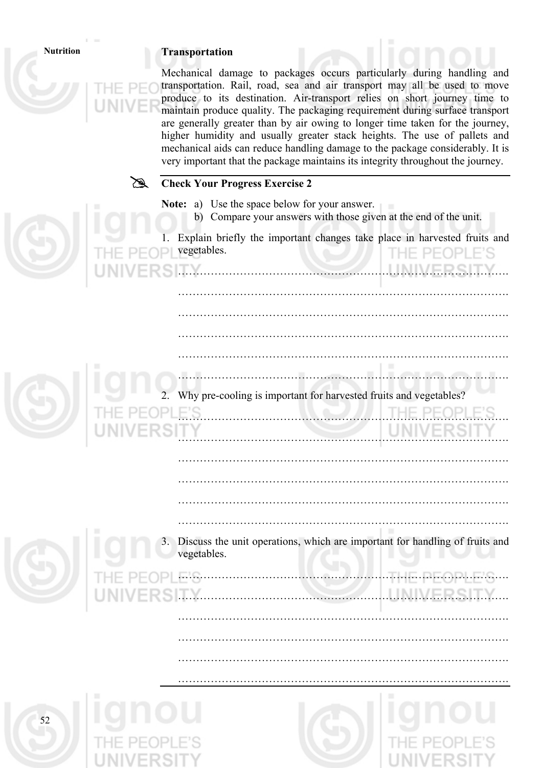### Transportation

Mechanical damage to packages occurs particularly during handling and transportation. Rail, road, sea and air transport may all be used to move produce to its destination. Air-transport relies on short journey time to maintain produce quality. The packaging requirement during surface transport are generally greater than by air owing to longer time taken for the journey, higher humidity and usually greater stack heights. The use of pallets and mechanical aids can reduce handling damage to the package considerably. It is very important that the package maintains its integrity throughout the journey.

### Check Your Progress Exercise 2

**Note:** a) Use the space below for your answer.
b) Compare your answers with those given at the end of the unit.

1. Explain briefly the important changes take place in harvested fruits and vegetables.

……………………………………………………………………………….
……………………………………………………………………………….
……………………………………………………………………………….
……………………………………………………………………………….
……………………………………………………………………………….
……………………………………………………………………………….

2. Why pre-cooling is important for harvested fruits and vegetables?

……………………………………………………………………………….
……………………………………………………………………………….
……………………………………………………………………………….
……………………………………………………………………………….
……………………………………………………………………………….
……………………………………………………………………………….

3. Discuss the unit operations, which are important for handling of fruits and vegetables.

……………………………………………………………………………….
……………………………………………………………………………….
……………………………………………………………………………….
……………………………………………………………………………….
……………………………………………………………………………….
……………………………………………………………………………….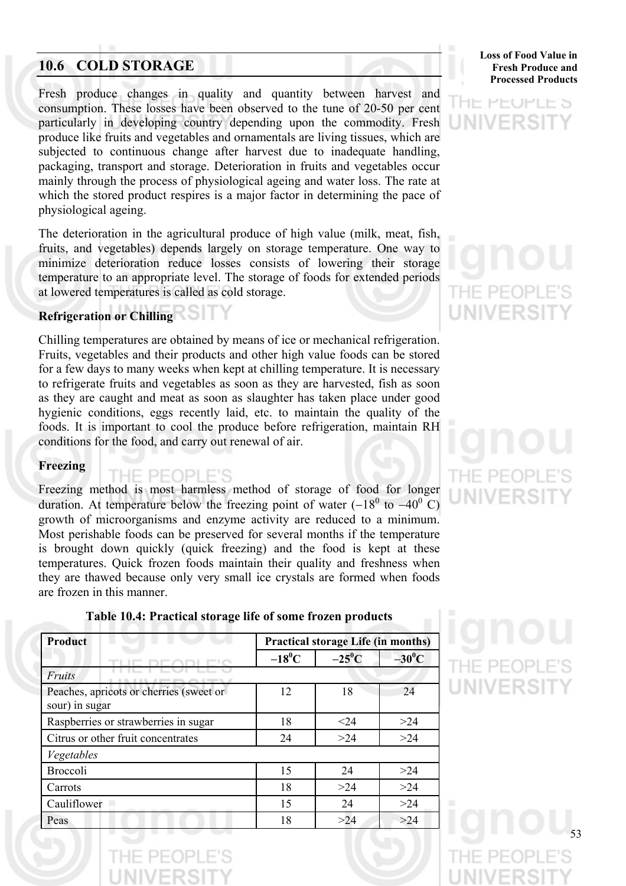## 10.6 COLD STORAGE

Fresh produce changes in quality and quantity between harvest and consumption. These losses have been observed to the tune of 20-50 per cent particularly in developing country depending upon the commodity. Fresh produce like fruits and vegetables and ornamentals are living tissues, which are subjected to continuous change after harvest due to inadequate handling, packaging, transport and storage. Deterioration in fruits and vegetables occur mainly through the process of physiological ageing and water loss. The rate at which the stored product respires is a major factor in determining the pace of physiological ageing.

The deterioration in the agricultural produce of high value (milk, meat, fish, fruits, and vegetables) depends largely on storage temperature. One way to minimize deterioration reduce losses consists of lowering their storage temperature to an appropriate level. The storage of foods for extended periods at lowered temperatures is called as cold storage.

**Refrigeration or Chilling**

Chilling temperatures are obtained by means of ice or mechanical refrigeration. Fruits, vegetables and their products and other high value foods can be stored for a few days to many weeks when kept at chilling temperature. It is necessary to refrigerate fruits and vegetables as soon as they are harvested, fish as soon as they are caught and meat as soon as slaughter has taken place under good hygienic conditions, eggs recently laid, etc. to maintain the quality of the foods. It is important to cool the produce before refrigeration, maintain RH conditions for the food, and carry out renewal of air.

**Freezing**

Freezing method is most harmless method of storage of food for longer duration. At temperature below the freezing point of water ($-18^0$ to $-40^0$ C) growth of microorganisms and enzyme activity are reduced to a minimum. Most perishable foods can be preserved for several months if the temperature is brought down quickly (quick freezing) and the food is kept at these temperatures. Quick frozen foods maintain their quality and freshness when they are thawed because only very small ice crystals are formed when foods are frozen in this manner.

**Table 10.4: Practical storage life of some frozen products**

| Product | Practical storage Life (in months) | | |
|---|---|---|---|
| | $-18^0$C | $-25^0$C | $-30^0$C |
| *Fruits* | | | |
| Peaches, apricots or cherries (sweet or sour) in sugar | 12 | 18 | 24 |
| Raspberries or strawberries in sugar | 18 | <24 | >24 |
| Citrus or other fruit concentrates | 24 | >24 | >24 |
| *Vegetables* | | | |
| Broccoli | 15 | 24 | >24 |
| Carrots | 18 | >24 | >24 |
| Cauliflower | 15 | 24 | >24 |
| Peas | 18 | >24 | >24 |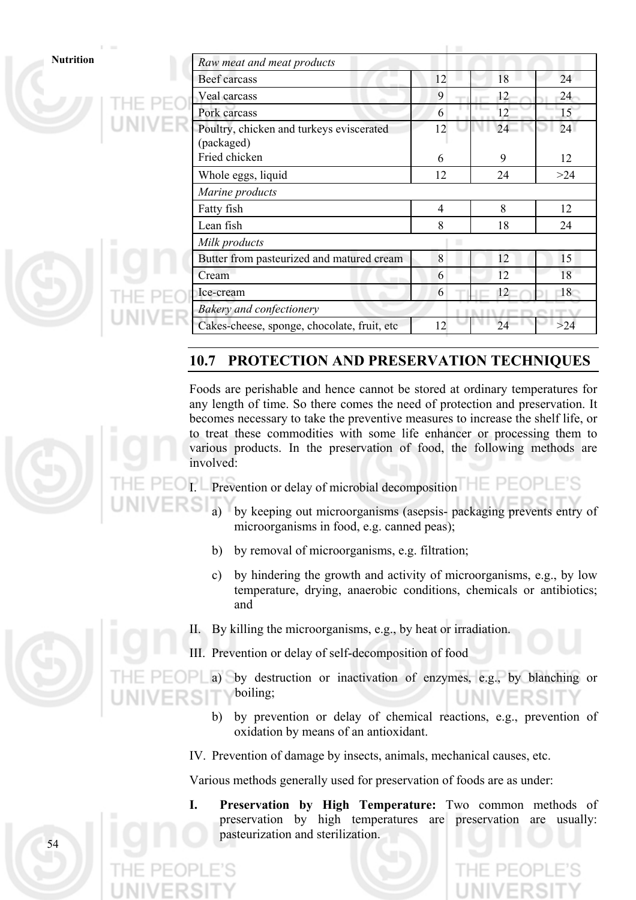| *Raw meat and meat products* | | | |
|---|---|---|---|
| Beef carcass | 12 | 18 | 24 |
| Veal carcass | 9 | 12 | 24 |
| Pork carcass | 6 | 12 | 15 |
| Poultry, chicken and turkeys eviscerated (packaged)<br>Fried chicken | 12<br><br>6 | 24<br><br>9 | 24<br><br>12 |
| Whole eggs, liquid | 12 | 24 | >24 |
| *Marine products* | | | |
| Fatty fish | 4 | 8 | 12 |
| Lean fish | 8 | 18 | 24 |
| *Milk products* | | | |
| Butter from pasteurized and matured cream | 8 | 12 | 15 |
| Cream | 6 | 12 | 18 |
| Ice-cream | 6 | 12 | 18 |
| *Bakery and confectionery* | | | |
| Cakes-cheese, sponge, chocolate, fruit, etc | 12 | 24 | >24 |

## 10.7 PROTECTION AND PRESERVATION TECHNIQUES

Foods are perishable and hence cannot be stored at ordinary temperatures for any length of time. So there comes the need of protection and preservation. It becomes necessary to take the preventive measures to increase the shelf life, or to treat these commodities with some life enhancer or processing them to various products. In the preservation of food, the following methods are involved:

I. Prevention or delay of microbial decomposition

   a) by keeping out microorganisms (asepsis- packaging prevents entry of microorganisms in food, e.g. canned peas);

   b) by removal of microorganisms, e.g. filtration;

   c) by hindering the growth and activity of microorganisms, e.g., by low temperature, drying, anaerobic conditions, chemicals or antibiotics; and

II. By killing the microorganisms, e.g., by heat or irradiation.

III. Prevention or delay of self-decomposition of food

   a) by destruction or inactivation of enzymes, e.g., by blanching or boiling;

   b) by prevention or delay of chemical reactions, e.g., prevention of oxidation by means of an antioxidant.

IV. Prevention of damage by insects, animals, mechanical causes, etc.

Various methods generally used for preservation of foods are as under:

**I. Preservation by High Temperature:** Two common methods of preservation by high temperatures are preservation are usually: pasteurization and sterilization.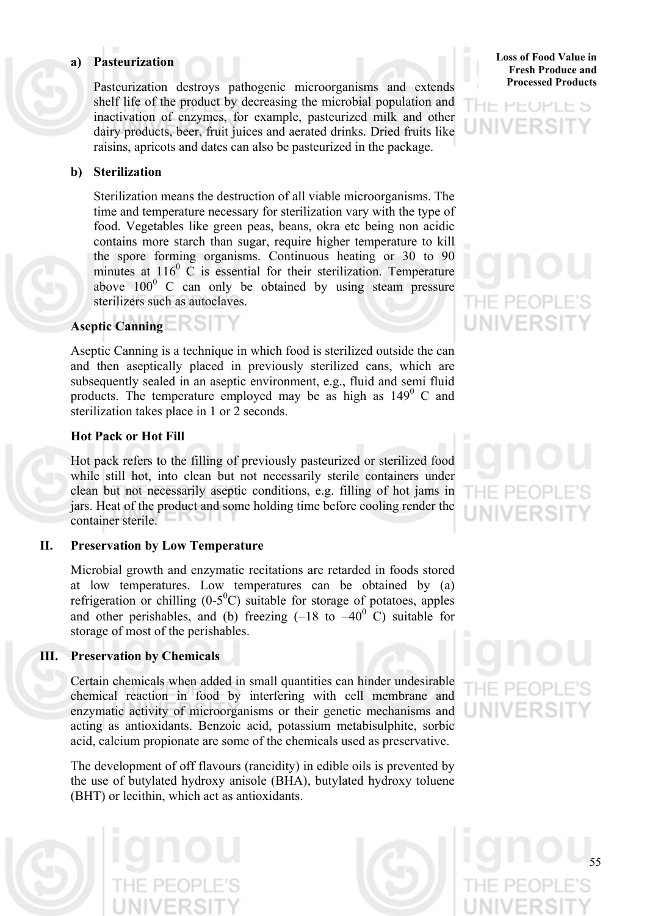#### a) Pasteurization

Pasteurization destroys pathogenic microorganisms and extends shelf life of the product by decreasing the microbial population and inactivation of enzymes, for example, pasteurized milk and other dairy products, beer, fruit juices and aerated drinks. Dried fruits like raisins, apricots and dates can also be pasteurized in the package.

#### b) Sterilization

Sterilization means the destruction of all viable microorganisms. The time and temperature necessary for sterilization vary with the type of food. Vegetables like green peas, beans, okra etc being non acidic contains more starch than sugar, require higher temperature to kill the spore forming organisms. Continuous heating or 30 to 90 minutes at $116^0$ C is essential for their sterilization. Temperature above $100^0$ C can only be obtained by using steam pressure sterilizers such as autoclaves.

**Aseptic Canning**

Aseptic Canning is a technique in which food is sterilized outside the can and then aseptically placed in previously sterilized cans, which are subsequently sealed in an aseptic environment, e.g., fluid and semi fluid products. The temperature employed may be as high as $149^0$ C and sterilization takes place in 1 or 2 seconds.

**Hot Pack or Hot Fill**

Hot pack refers to the filling of previously pasteurized or sterilized food while still hot, into clean but not necessarily sterile containers under clean but not necessarily aseptic conditions, e.g. filling of hot jams in jars. Heat of the product and some holding time before cooling render the container sterile.

### II. Preservation by Low Temperature

Microbial growth and enzymatic recitations are retarded in foods stored at low temperatures. Low temperatures can be obtained by (a) refrigeration or chilling ($0\text{-}5^0$C) suitable for storage of potatoes, apples and other perishables, and (b) freezing ($-18$ to $-40^0$ C) suitable for storage of most of the perishables.

### III. Preservation by Chemicals

Certain chemicals when added in small quantities can hinder undesirable chemical reaction in food by interfering with cell membrane and enzymatic activity of microorganisms or their genetic mechanisms and acting as antioxidants. Benzoic acid, potassium metabisulphite, sorbic acid, calcium propionate are some of the chemicals used as preservative.

The development of off flavours (rancidity) in edible oils is prevented by the use of butylated hydroxy anisole (BHA), butylated hydroxy toluene (BHT) or lecithin, which act as antioxidants.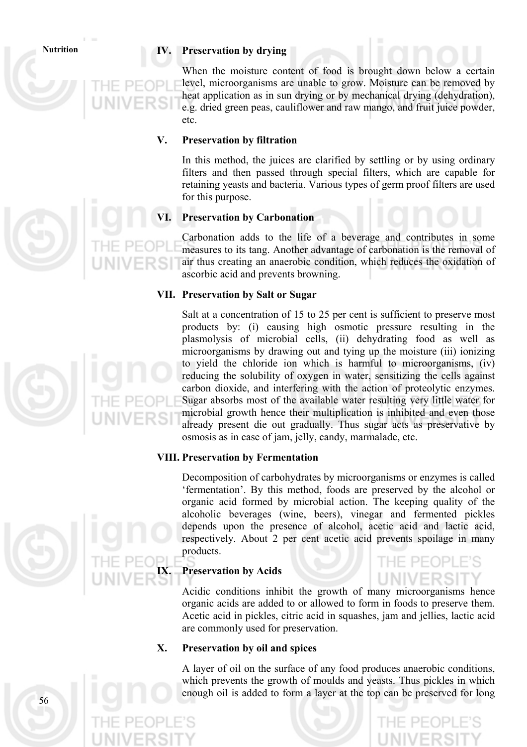### IV. Preservation by drying

When the moisture content of food is brought down below a certain level, microorganisms are unable to grow. Moisture can be removed by heat application as in sun drying or by mechanical drying (dehydration), e.g. dried green peas, cauliflower and raw mango, and fruit juice powder, etc.

### V. Preservation by filtration

In this method, the juices are clarified by settling or by using ordinary filters and then passed through special filters, which are capable for retaining yeasts and bacteria. Various types of germ proof filters are used for this purpose.

### VI. Preservation by Carbonation

Carbonation adds to the life of a beverage and contributes in some measures to its tang. Another advantage of carbonation is the removal of air thus creating an anaerobic condition, which reduces the oxidation of ascorbic acid and prevents browning.

### VII. Preservation by Salt or Sugar

Salt at a concentration of 15 to 25 per cent is sufficient to preserve most products by: (i) causing high osmotic pressure resulting in the plasmolysis of microbial cells, (ii) dehydrating food as well as microorganisms by drawing out and tying up the moisture (iii) ionizing to yield the chloride ion which is harmful to microorganisms, (iv) reducing the solubility of oxygen in water, sensitizing the cells against carbon dioxide, and interfering with the action of proteolytic enzymes. Sugar absorbs most of the available water resulting very little water for microbial growth hence their multiplication is inhibited and even those already present die out gradually. Thus sugar acts as preservative by osmosis as in case of jam, jelly, candy, marmalade, etc.

### VIII. Preservation by Fermentation

Decomposition of carbohydrates by microorganisms or enzymes is called 'fermentation'. By this method, foods are preserved by the alcohol or organic acid formed by microbial action. The keeping quality of the alcoholic beverages (wine, beers), vinegar and fermented pickles depends upon the presence of alcohol, acetic acid and lactic acid, respectively. About 2 per cent acetic acid prevents spoilage in many products.

### IX. Preservation by Acids

Acidic conditions inhibit the growth of many microorganisms hence organic acids are added to or allowed to form in foods to preserve them. Acetic acid in pickles, citric acid in squashes, jam and jellies, lactic acid are commonly used for preservation.

### X. Preservation by oil and spices

A layer of oil on the surface of any food produces anaerobic conditions, which prevents the growth of moulds and yeasts. Thus pickles in which enough oil is added to form a layer at the top can be preserved for long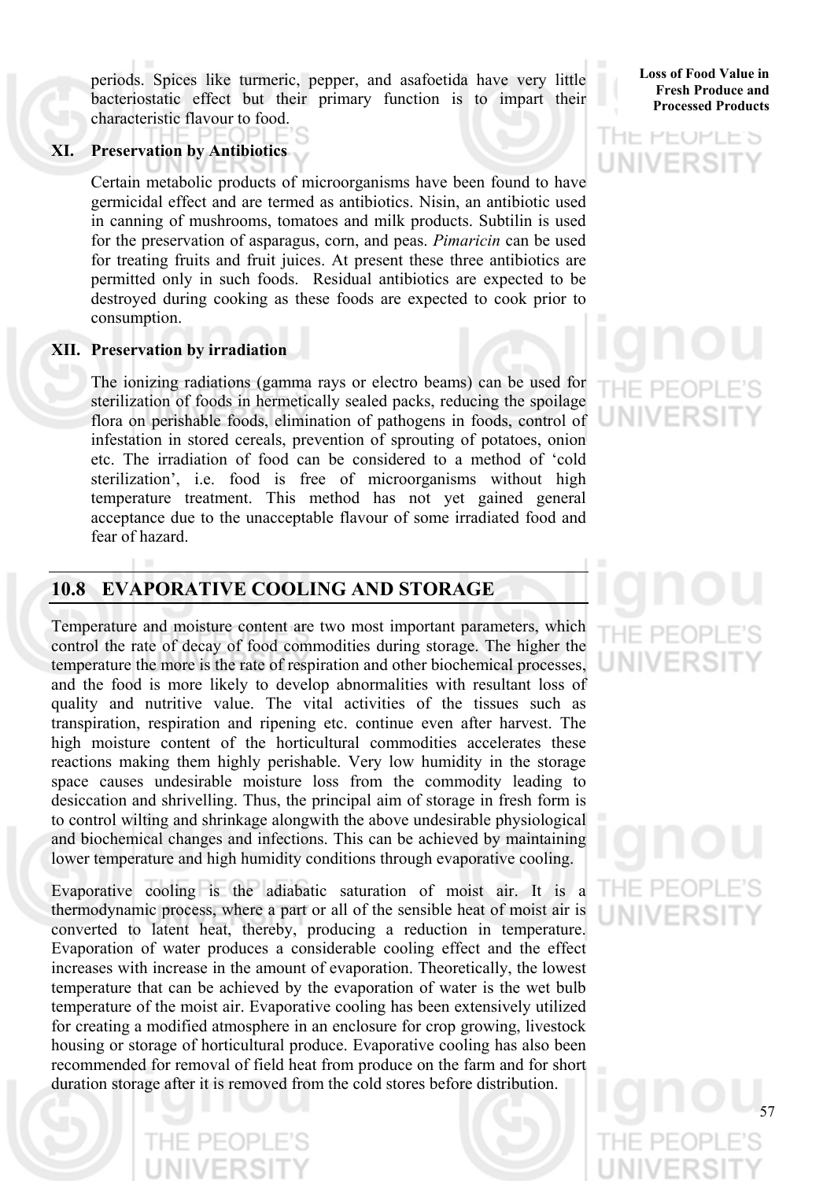periods. Spices like turmeric, pepper, and asafoetida have very little bacteriostatic effect but their primary function is to impart their characteristic flavour to food.

### XI. Preservation by Antibiotics

Certain metabolic products of microorganisms have been found to have germicidal effect and are termed as antibiotics. Nisin, an antibiotic used in canning of mushrooms, tomatoes and milk products. Subtilin is used for the preservation of asparagus, corn, and peas. *Pimaricin* can be used for treating fruits and fruit juices. At present these three antibiotics are permitted only in such foods. Residual antibiotics are expected to be destroyed during cooking as these foods are expected to cook prior to consumption.

### XII. Preservation by irradiation

The ionizing radiations (gamma rays or electro beams) can be used for sterilization of foods in hermetically sealed packs, reducing the spoilage flora on perishable foods, elimination of pathogens in foods, control of infestation in stored cereals, prevention of sprouting of potatoes, onion etc. The irradiation of food can be considered to a method of 'cold sterilization', i.e. food is free of microorganisms without high temperature treatment. This method has not yet gained general acceptance due to the unacceptable flavour of some irradiated food and fear of hazard.

## 10.8 EVAPORATIVE COOLING AND STORAGE

Temperature and moisture content are two most important parameters, which control the rate of decay of food commodities during storage. The higher the temperature the more is the rate of respiration and other biochemical processes, and the food is more likely to develop abnormalities with resultant loss of quality and nutritive value. The vital activities of the tissues such as transpiration, respiration and ripening etc. continue even after harvest. The high moisture content of the horticultural commodities accelerates these reactions making them highly perishable. Very low humidity in the storage space causes undesirable moisture loss from the commodity leading to desiccation and shrivelling. Thus, the principal aim of storage in fresh form is to control wilting and shrinkage alongwith the above undesirable physiological and biochemical changes and infections. This can be achieved by maintaining lower temperature and high humidity conditions through evaporative cooling.

Evaporative cooling is the adiabatic saturation of moist air. It is a thermodynamic process, where a part or all of the sensible heat of moist air is converted to latent heat, thereby, producing a reduction in temperature. Evaporation of water produces a considerable cooling effect and the effect increases with increase in the amount of evaporation. Theoretically, the lowest temperature that can be achieved by the evaporation of water is the wet bulb temperature of the moist air. Evaporative cooling has been extensively utilized for creating a modified atmosphere in an enclosure for crop growing, livestock housing or storage of horticultural produce. Evaporative cooling has also been recommended for removal of field heat from produce on the farm and for short duration storage after it is removed from the cold stores before distribution.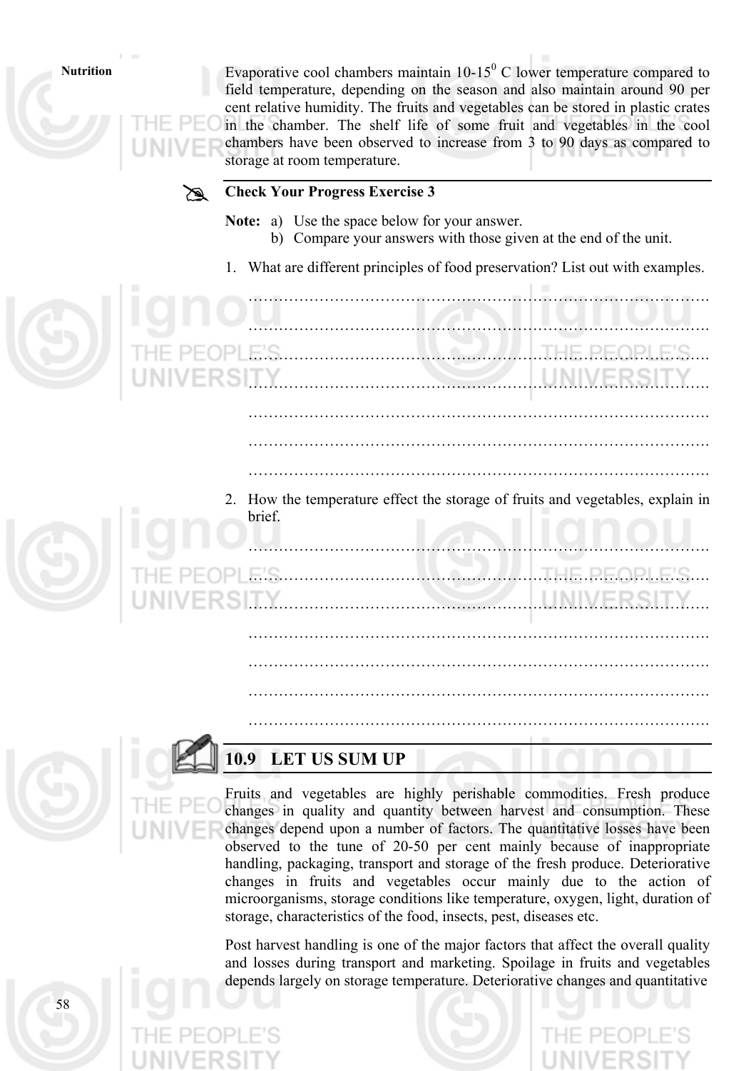Evaporative cool chambers maintain 10-15$^0$ C lower temperature compared to field temperature, depending on the season and also maintain around 90 per cent relative humidity. The fruits and vegetables can be stored in plastic crates in the chamber. The shelf life of some fruit and vegetables in the cool chambers have been observed to increase from 3 to 90 days as compared to storage at room temperature.

**Check Your Progress Exercise 3**

**Note:** a) Use the space below for your answer.
b) Compare your answers with those given at the end of the unit.

1. What are different principles of food preservation? List out with examples.

………………………………………………………………………………….
………………………………………………………………………………….
………………………………………………………………………………….
………………………………………………………………………………….
………………………………………………………………………………….
………………………………………………………………………………….
………………………………………………………………………………….

2. How the temperature effect the storage of fruits and vegetables, explain in brief.

………………………………………………………………………………….
………………………………………………………………………………….
………………………………………………………………………………….
………………………………………………………………………………….
………………………………………………………………………………….
………………………………………………………………………………….
………………………………………………………………………………….

## 10.9 LET US SUM UP

Fruits and vegetables are highly perishable commodities. Fresh produce changes in quality and quantity between harvest and consumption. These changes depend upon a number of factors. The quantitative losses have been observed to the tune of 20-50 per cent mainly because of inappropriate handling, packaging, transport and storage of the fresh produce. Deteriorative changes in fruits and vegetables occur mainly due to the action of microorganisms, storage conditions like temperature, oxygen, light, duration of storage, characteristics of the food, insects, pest, diseases etc.

Post harvest handling is one of the major factors that affect the overall quality and losses during transport and marketing. Spoilage in fruits and vegetables depends largely on storage temperature. Deteriorative changes and quantitative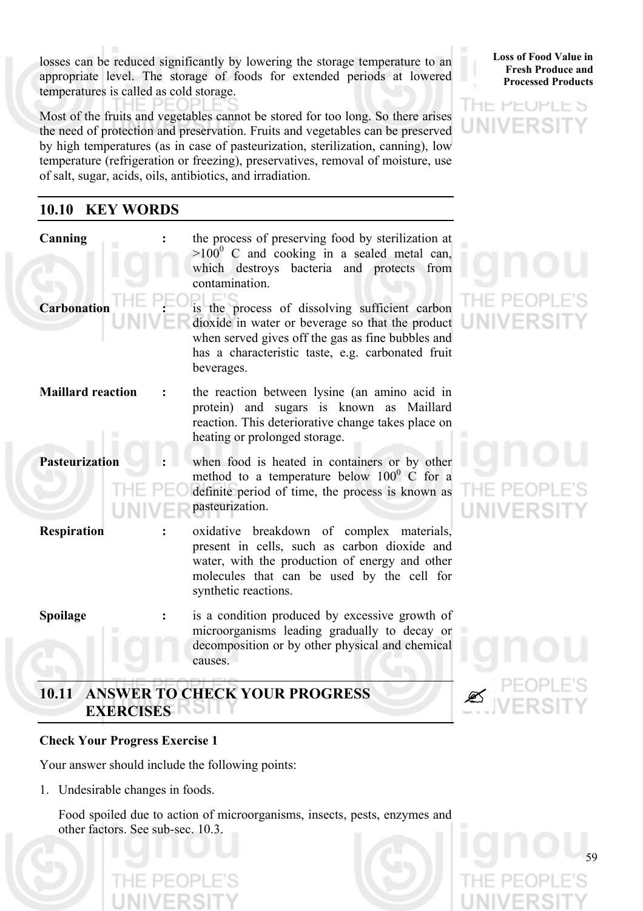losses can be reduced significantly by lowering the storage temperature to an appropriate level. The storage of foods for extended periods at lowered temperatures is called as cold storage.

Most of the fruits and vegetables cannot be stored for too long. So there arises the need of protection and preservation. Fruits and vegetables can be preserved by high temperatures (as in case of pasteurization, sterilization, canning), low temperature (refrigeration or freezing), preservatives, removal of moisture, use of salt, sugar, acids, oils, antibiotics, and irradiation.

## 10.10 KEY WORDS

**Canning** : the process of preserving food by sterilization at $>100^0$ C and cooking in a sealed metal can, which destroys bacteria and protects from contamination.

**Carbonation** : is the process of dissolving sufficient carbon dioxide in water or beverage so that the product when served gives off the gas as fine bubbles and has a characteristic taste, e.g. carbonated fruit beverages.

**Maillard reaction** : the reaction between lysine (an amino acid in protein) and sugars is known as Maillard reaction. This deteriorative change takes place on heating or prolonged storage.

**Pasteurization** : when food is heated in containers or by other method to a temperature below $100^0$ C for a definite period of time, the process is known as pasteurization.

**Respiration** : oxidative breakdown of complex materials, present in cells, such as carbon dioxide and water, with the production of energy and other molecules that can be used by the cell for synthetic reactions.

**Spoilage** : is a condition produced by excessive growth of microorganisms leading gradually to decay or decomposition or by other physical and chemical causes.

## 10.11 ANSWER TO CHECK YOUR PROGRESS EXERCISES

**Check Your Progress Exercise 1**

Your answer should include the following points:

1. Undesirable changes in foods.

   Food spoiled due to action of microorganisms, insects, pests, enzymes and other factors. See sub-sec. 10.3.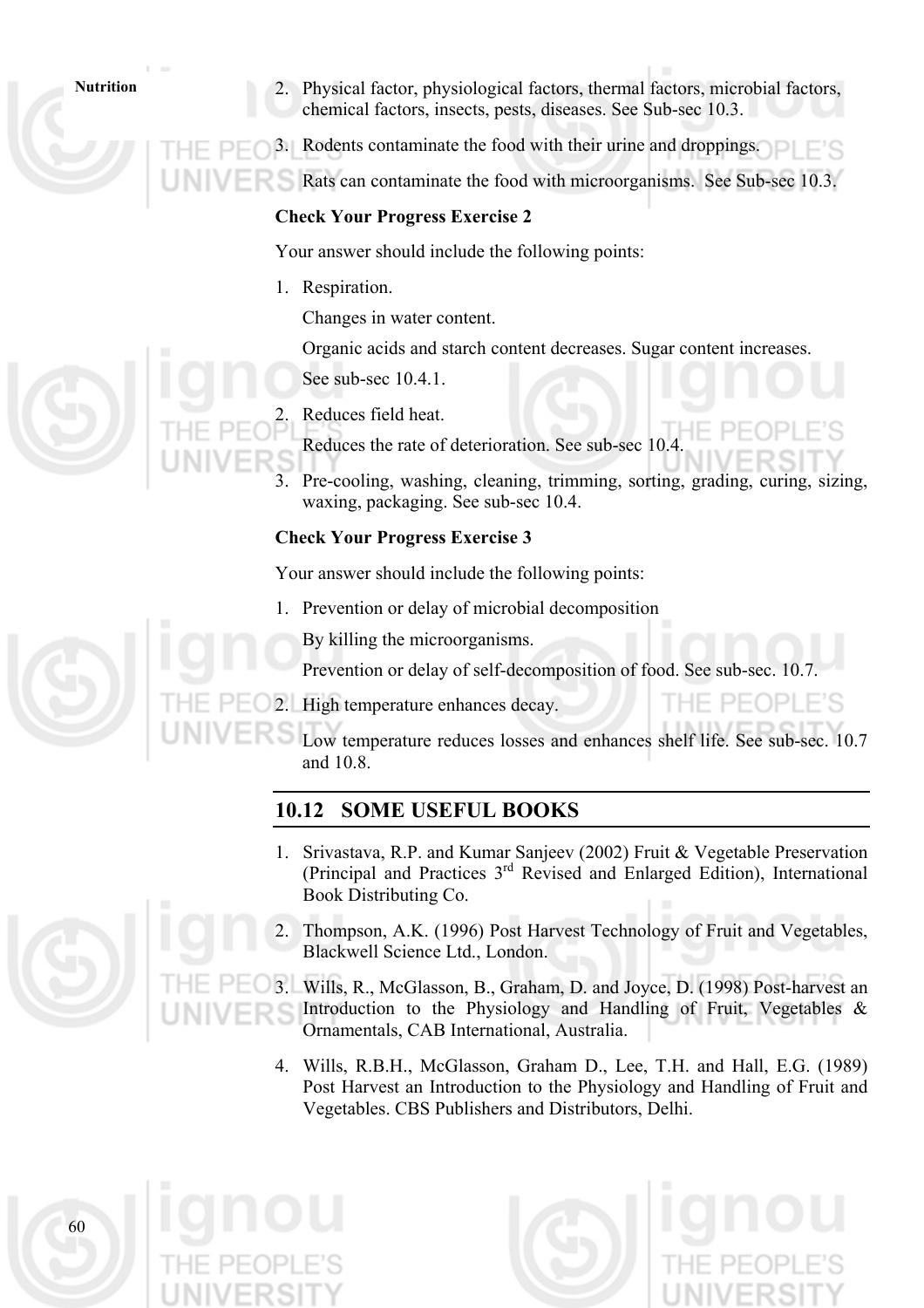2. Physical factor, physiological factors, thermal factors, microbial factors, chemical factors, insects, pests, diseases. See Sub-sec 10.3.

3. Rodents contaminate the food with their urine and droppings.

   Rats can contaminate the food with microorganisms. See Sub-sec 10.3.

**Check Your Progress Exercise 2**

Your answer should include the following points:

1. Respiration.

   Changes in water content.

   Organic acids and starch content decreases. Sugar content increases.

   See sub-sec 10.4.1.

2. Reduces field heat.

   Reduces the rate of deterioration. See sub-sec 10.4.

3. Pre-cooling, washing, cleaning, trimming, sorting, grading, curing, sizing, waxing, packaging. See sub-sec 10.4.

**Check Your Progress Exercise 3**

Your answer should include the following points:

1. Prevention or delay of microbial decomposition

   By killing the microorganisms.

   Prevention or delay of self-decomposition of food. See sub-sec. 10.7.

2. High temperature enhances decay.

   Low temperature reduces losses and enhances shelf life. See sub-sec. 10.7 and 10.8.

## 10.12 SOME USEFUL BOOKS

1. Srivastava, R.P. and Kumar Sanjeev (2002) Fruit & Vegetable Preservation (Principal and Practices 3rd Revised and Enlarged Edition), International Book Distributing Co.

2. Thompson, A.K. (1996) Post Harvest Technology of Fruit and Vegetables, Blackwell Science Ltd., London.

3. Wills, R., McGlasson, B., Graham, D. and Joyce, D. (1998) Post-harvest an Introduction to the Physiology and Handling of Fruit, Vegetables & Ornamentals, CAB International, Australia.

4. Wills, R.B.H., McGlasson, Graham D., Lee, T.H. and Hall, E.G. (1989) Post Harvest an Introduction to the Physiology and Handling of Fruit and Vegetables. CBS Publishers and Distributors, Delhi.